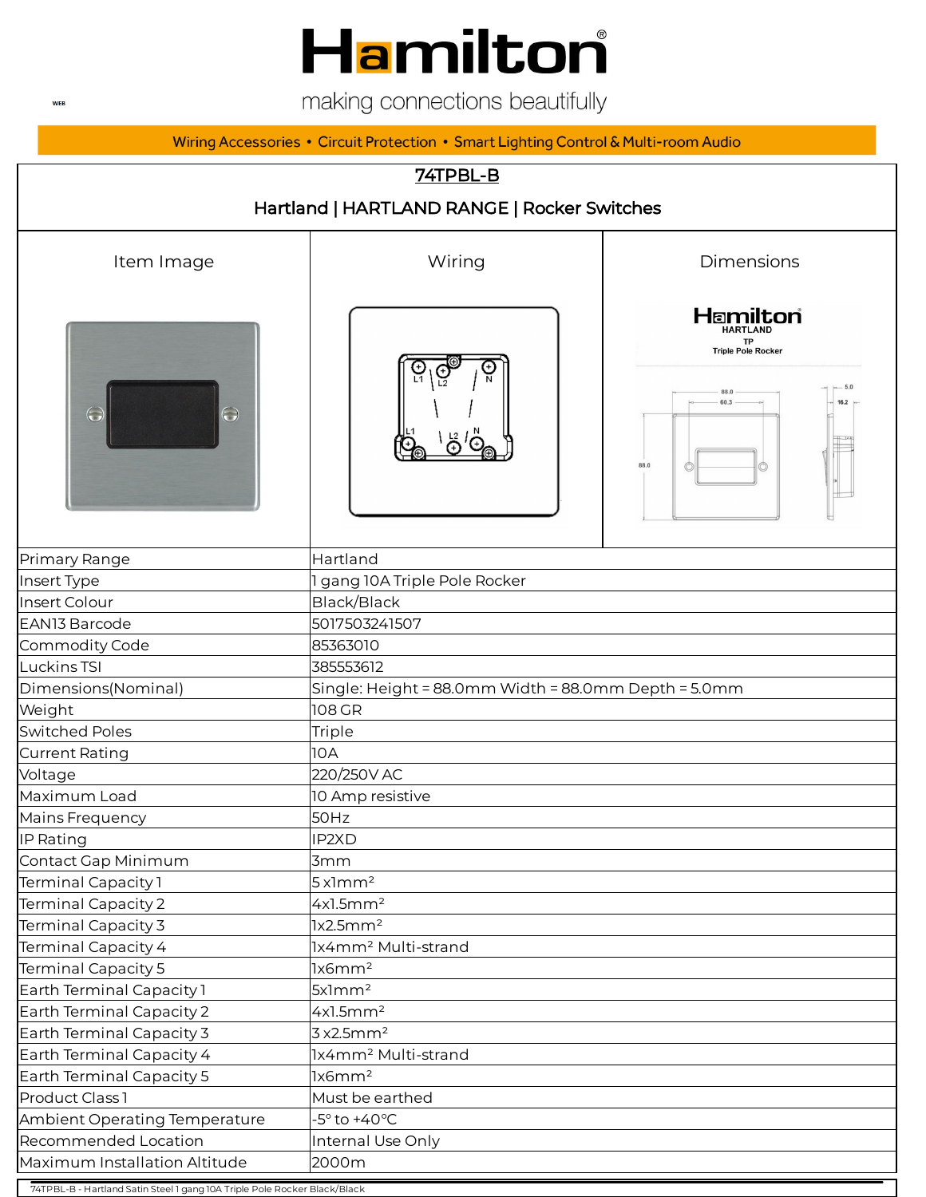# Hamilton

making connections beautifully

WEB

Wiring Accessories • Circuit Protection • Smart Lighting Control & Multi-room Audio

## 74TPBL-B

### Hartland | HARTLAND RANGE | Rocker Switches

| Item Image | Wiring | Dimensions |
|---|---|---|
| | L1 L2 N / L1 L2 N | Hamilton HARTLAND TP Triple Pole Rocker; 88.0; 60.3; 88.0; 5.0; 16.2 |

| | |
|---|---|
| Primary Range | Hartland |
| Insert Type | 1 gang 10A Triple Pole Rocker |
| Insert Colour | Black/Black |
| EAN13 Barcode | 5017503241507 |
| Commodity Code | 85363010 |
| Luckins TSI | 385553612 |
| Dimensions(Nominal) | Single: Height = 88.0mm Width = 88.0mm Depth = 5.0mm |
| Weight | 108 GR |
| Switched Poles | Triple |
| Current Rating | 10A |
| Voltage | 220/250V AC |
| Maximum Load | 10 Amp resistive |
| Mains Frequency | 50Hz |
| IP Rating | IP2XD |
| Contact Gap Minimum | 3mm |
| Terminal Capacity 1 | 5 x1mm² |
| Terminal Capacity 2 | 4x1.5mm² |
| Terminal Capacity 3 | 1x2.5mm² |
| Terminal Capacity 4 | 1x4mm² Multi-strand |
| Terminal Capacity 5 | 1x6mm² |
| Earth Terminal Capacity 1 | 5x1mm² |
| Earth Terminal Capacity 2 | 4x1.5mm² |
| Earth Terminal Capacity 3 | 3 x2.5mm² |
| Earth Terminal Capacity 4 | 1x4mm² Multi-strand |
| Earth Terminal Capacity 5 | 1x6mm² |
| Product Class 1 | Must be earthed |
| Ambient Operating Temperature | -5° to +40°C |
| Recommended Location | Internal Use Only |
| Maximum Installation Altitude | 2000m |

74TPBL-B - Hartland Satin Steel 1 gang 10A Triple Pole Rocker Black/Black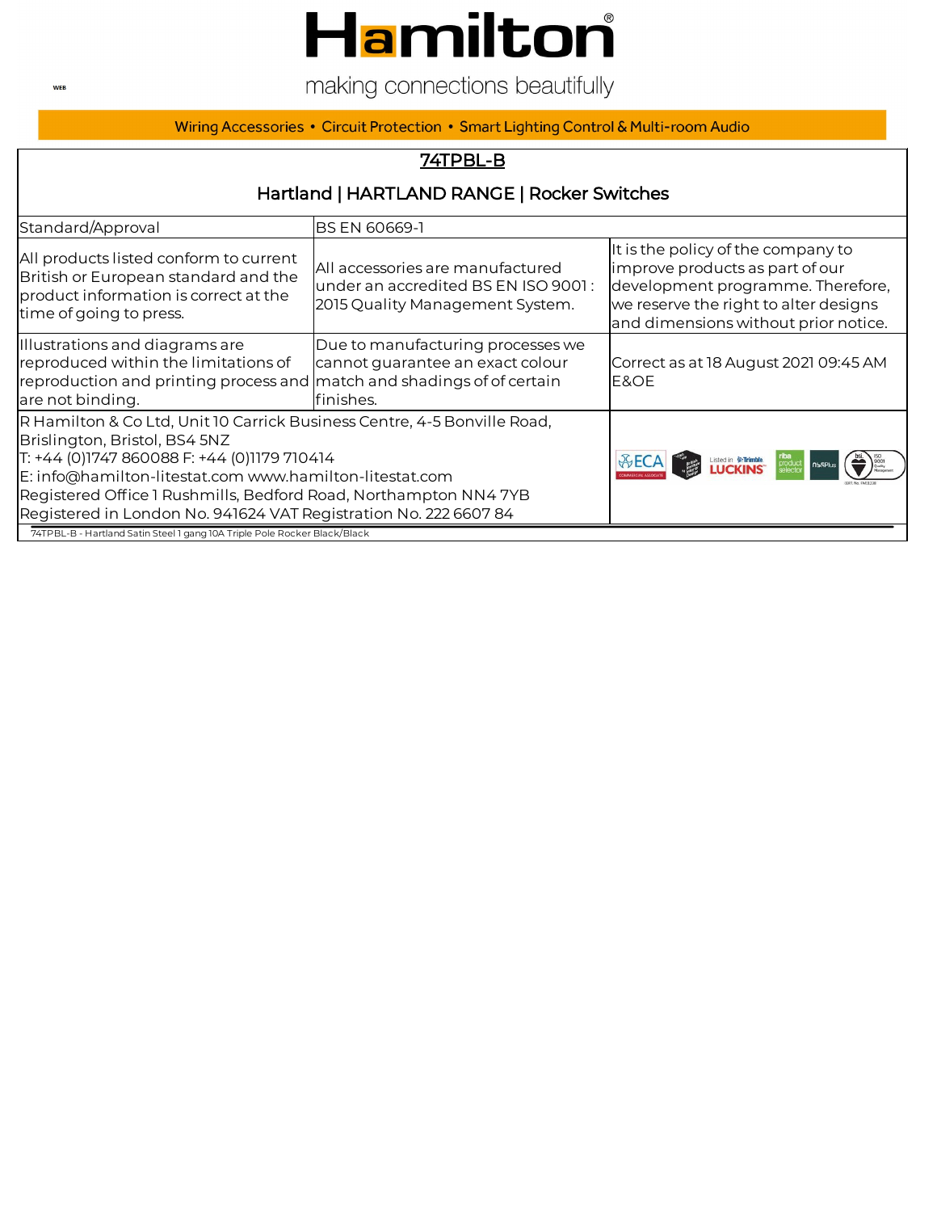Hamilton®

making connections beautifully

WEB

Wiring Accessories • Circuit Protection • Smart Lighting Control & Multi-room Audio

## 74TPBL-B

### Hartland | HARTLAND RANGE | Rocker Switches

| | | |
|---|---|---|
| Standard/Approval | BS EN 60669-1 | |
| All products listed conform to current British or European standard and the product information is correct at the time of going to press. | All accessories are manufactured under an accredited BS EN ISO 9001 : 2015 Quality Management System. | It is the policy of the company to improve products as part of our development programme. Therefore, we reserve the right to alter designs and dimensions without prior notice. |
| Illustrations and diagrams are reproduced within the limitations of reproduction and printing process and are not binding. | Due to manufacturing processes we cannot guarantee an exact colour match and shadings of of certain finishes. | Correct as at 18 August 2021 09:45 AM E&OE |

R Hamilton & Co Ltd, Unit 10 Carrick Business Centre, 4-5 Bonville Road, Brislington, Bristol, BS4 5NZ
T: +44 (0)1747 860088 F: +44 (0)1179 710414
E: info@hamilton-litestat.com www.hamilton-litestat.com
Registered Office 1 Rushmills, Bedford Road, Northampton NN4 7YB
Registered in London No. 941624 VAT Registration No. 222 6607 84

ECA · Listed in Trimble LUCKINS · riba product selector · NBS Plus · bsi ISO 9001

74TPBL-B - Hartland Satin Steel 1 gang 10A Triple Pole Rocker Black/Black